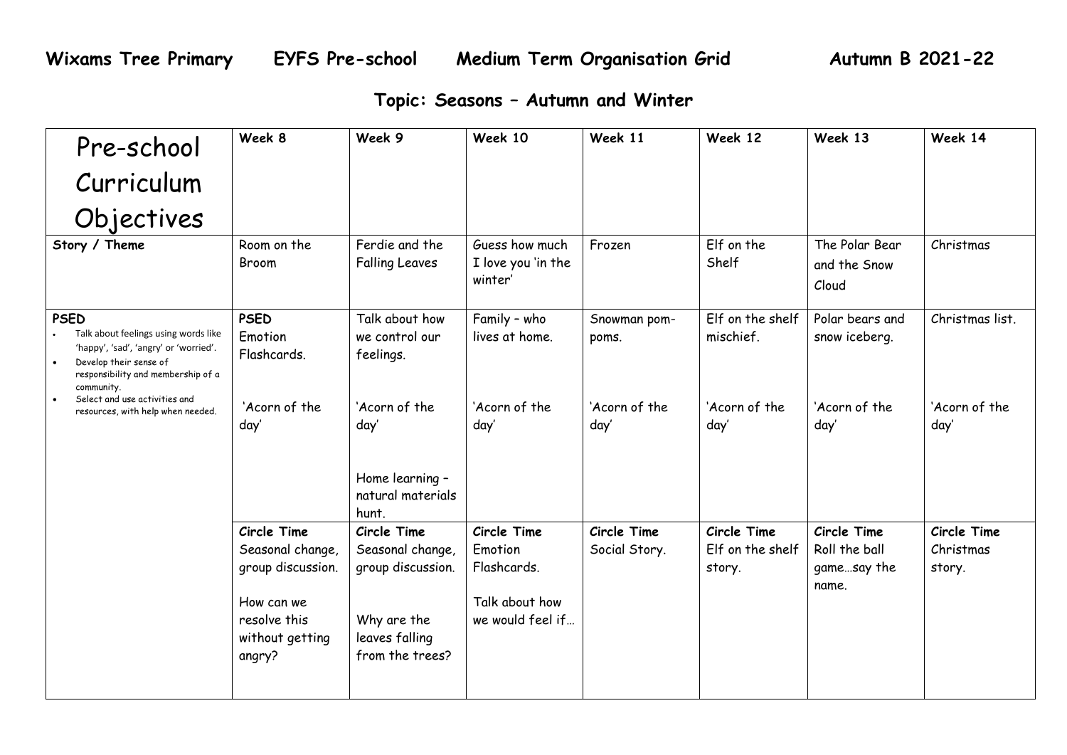**Wixams Tree Primary EYFS Pre-school Medium Term Organisation Grid Autumn B 2021-22**

## Topic: Seasons – Autumn and Winter

| Pre-school Curriculum Objectives | Week 8 | Week 9 | Week 10 | Week 11 | Week 12 | Week 13 | Week 14 |
|---|---|---|---|---|---|---|---|
| **Story / Theme** | Room on the Broom | Ferdie and the Falling Leaves | Guess how much I love you 'in the winter' | Frozen | Elf on the Shelf | The Polar Bear and the Snow Cloud | Christmas |
| **PSED**<br>• Talk about feelings using words like 'happy', 'sad', 'angry' or 'worried'.<br>• Develop their sense of responsibility and membership of a community.<br>• Select and use activities and resources, with help when needed. | **PSED**<br>Emotion Flashcards.<br><br>'Acorn of the day' | Talk about how we control our feelings.<br><br>'Acorn of the day'<br><br>Home learning – natural materials hunt. | Family – who lives at home.<br><br>'Acorn of the day' | Snowman pom-poms.<br><br>'Acorn of the day' | Elf on the shelf mischief.<br><br>'Acorn of the day' | Polar bears and snow iceberg.<br><br>'Acorn of the day' | Christmas list.<br><br>'Acorn of the day' |
| | **Circle Time**<br>Seasonal change, group discussion.<br><br>How can we resolve this without getting angry? | **Circle Time**<br>Seasonal change, group discussion.<br><br>Why are the leaves falling from the trees? | **Circle Time**<br>Emotion Flashcards.<br><br>Talk about how we would feel if… | **Circle Time**<br>Social Story. | **Circle Time**<br>Elf on the shelf story. | **Circle Time**<br>Roll the ball game…say the name. | **Circle Time**<br>Christmas story. |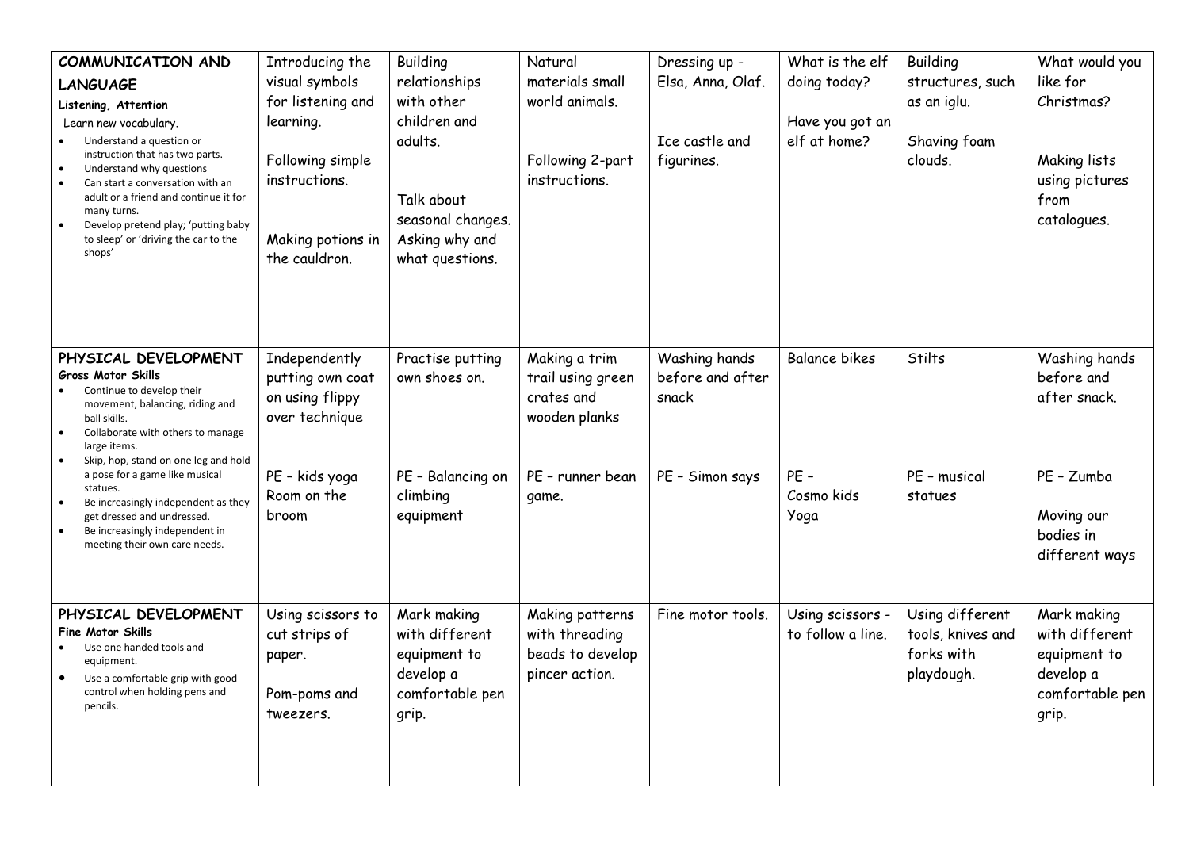| | | | | | | | |
|---|---|---|---|---|---|---|---|
| **COMMUNICATION AND LANGUAGE**<br>**Listening, Attention**<br>Learn new vocabulary.<br>• Understand a question or instruction that has two parts.<br>• Understand why questions<br>• Can start a conversation with an adult or a friend and continue it for many turns.<br>• Develop pretend play; 'putting baby to sleep' or 'driving the car to the shops' | Introducing the visual symbols for listening and learning.<br><br>Following simple instructions.<br><br>Making potions in the cauldron. | Building relationships with other children and adults.<br><br>Talk about seasonal changes. Asking why and what questions. | Natural materials small world animals.<br><br>Following 2-part instructions. | Dressing up - Elsa, Anna, Olaf.<br><br>Ice castle and figurines. | What is the elf doing today?<br><br>Have you got an elf at home? | Building structures, such as an iglu.<br><br>Shaving foam clouds. | What would you like for Christmas?<br><br>Making lists using pictures from catalogues. |
| **PHYSICAL DEVELOPMENT**<br>**Gross Motor Skills**<br>• Continue to develop their movement, balancing, riding and ball skills.<br>• Collaborate with others to manage large items.<br>• Skip, hop, stand on one leg and hold a pose for a game like musical statues.<br>• Be increasingly independent as they get dressed and undressed.<br>• Be increasingly independent in meeting their own care needs. | Independently putting own coat on using flippy over technique<br><br>PE – kids yoga Room on the broom | Practise putting own shoes on.<br><br>PE – Balancing on climbing equipment | Making a trim trail using green crates and wooden planks<br><br>PE – runner bean game. | Washing hands before and after snack<br><br>PE – Simon says | Balance bikes<br><br>PE – Cosmo kids Yoga | Stilts<br><br>PE – musical statues | Washing hands before and after snack.<br><br>PE – Zumba<br><br>Moving our bodies in different ways |
| **PHYSICAL DEVELOPMENT**<br>**Fine Motor Skills**<br>• Use one handed tools and equipment.<br>• Use a comfortable grip with good control when holding pens and pencils. | Using scissors to cut strips of paper.<br><br>Pom-poms and tweezers. | Mark making with different equipment to develop a comfortable pen grip. | Making patterns with threading beads to develop pincer action. | Fine motor tools. | Using scissors - to follow a line. | Using different tools, knives and forks with playdough. | Mark making with different equipment to develop a comfortable pen grip. |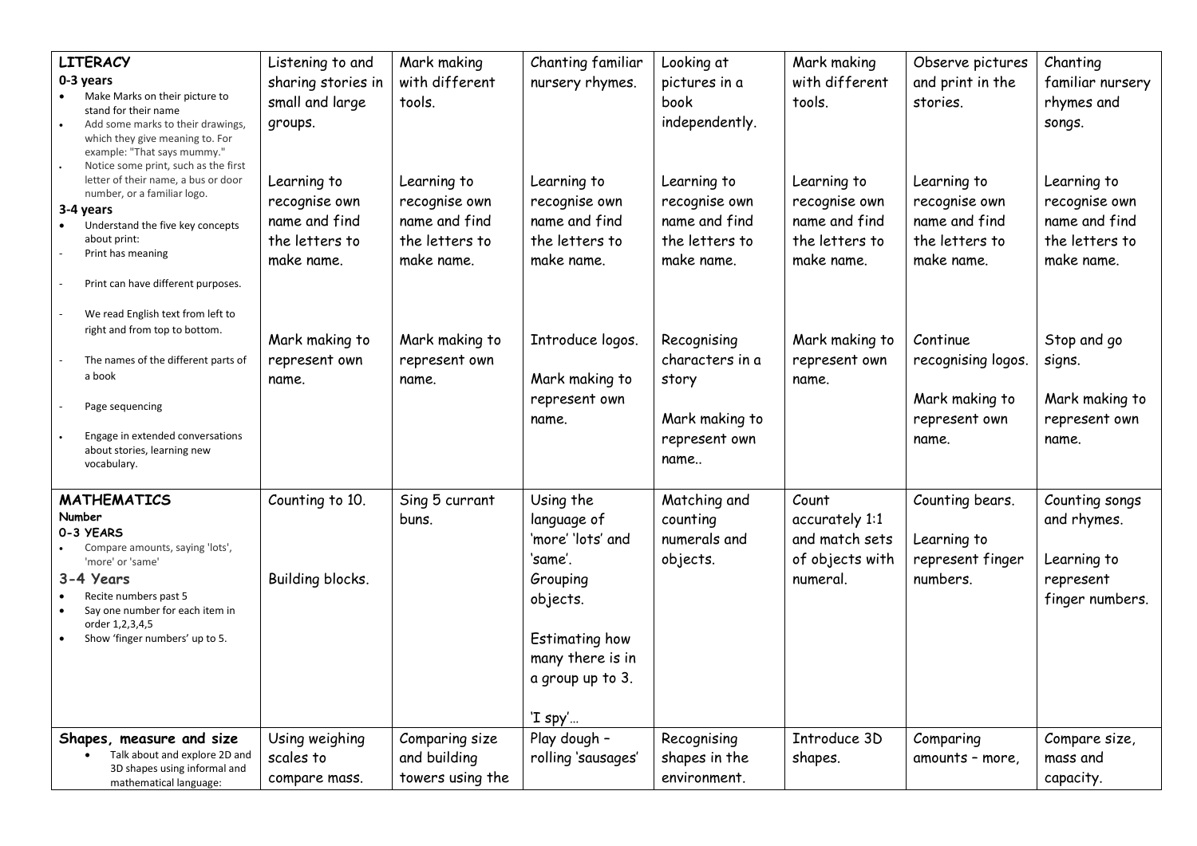| | | | | | | | |
|---|---|---|---|---|---|---|---|
| **LITERACY**<br>**0-3 years**<br>• Make Marks on their picture to stand for their name<br>• Add some marks to their drawings, which they give meaning to. For example: "That says mummy."<br>• Notice some print, such as the first letter of their name, a bus or door number, or a familiar logo.<br>**3-4 years**<br>• Understand the five key concepts about print:<br>- Print has meaning<br>- Print can have different purposes.<br>- We read English text from left to right and from top to bottom.<br>- The names of the different parts of a book<br>- Page sequencing<br>• Engage in extended conversations about stories, learning new vocabulary. | Listening to and sharing stories in small and large groups.<br><br>Learning to recognise own name and find the letters to make name.<br><br>Mark making to represent own name. | Mark making with different tools.<br><br>Learning to recognise own name and find the letters to make name.<br><br>Mark making to represent own name. | Chanting familiar nursery rhymes.<br><br>Learning to recognise own name and find the letters to make name.<br><br>Introduce logos.<br><br>Mark making to represent own name. | Looking at pictures in a book independently.<br><br>Learning to recognise own name and find the letters to make name.<br><br>Recognising characters in a story<br><br>Mark making to represent own name.. | Mark making with different tools.<br><br>Learning to recognise own name and find the letters to make name.<br><br>Mark making to represent own name. | Observe pictures and print in the stories.<br><br>Learning to recognise own name and find the letters to make name.<br><br>Continue recognising logos.<br><br>Mark making to represent own name. | Chanting familiar nursery rhymes and songs.<br><br>Learning to recognise own name and find the letters to make name.<br><br>Stop and go signs.<br><br>Mark making to represent own name. |
| **MATHEMATICS**<br>**Number**<br>**0-3 YEARS**<br>• Compare amounts, saying 'lots', 'more' or 'same'<br>**3-4 Years**<br>• Recite numbers past 5<br>• Say one number for each item in order 1,2,3,4,5<br>• Show 'finger numbers' up to 5. | Counting to 10.<br><br>Building blocks. | Sing 5 currant buns. | Using the language of 'more' 'lots' and 'same'.<br>Grouping objects.<br><br>Estimating how many there is in a group up to 3.<br><br>'I spy'… | Matching and counting numerals and objects. | Count accurately 1:1 and match sets of objects with numeral. | Counting bears.<br><br>Learning to represent finger numbers. | Counting songs and rhymes.<br><br>Learning to represent finger numbers. |
| **Shapes, measure and size**<br>• Talk about and explore 2D and 3D shapes using informal and mathematical language: | Using weighing scales to compare mass. | Comparing size and building towers using the | Play dough – rolling 'sausages' | Recognising shapes in the environment. | Introduce 3D shapes. | Comparing amounts – more, | Compare size, mass and capacity. |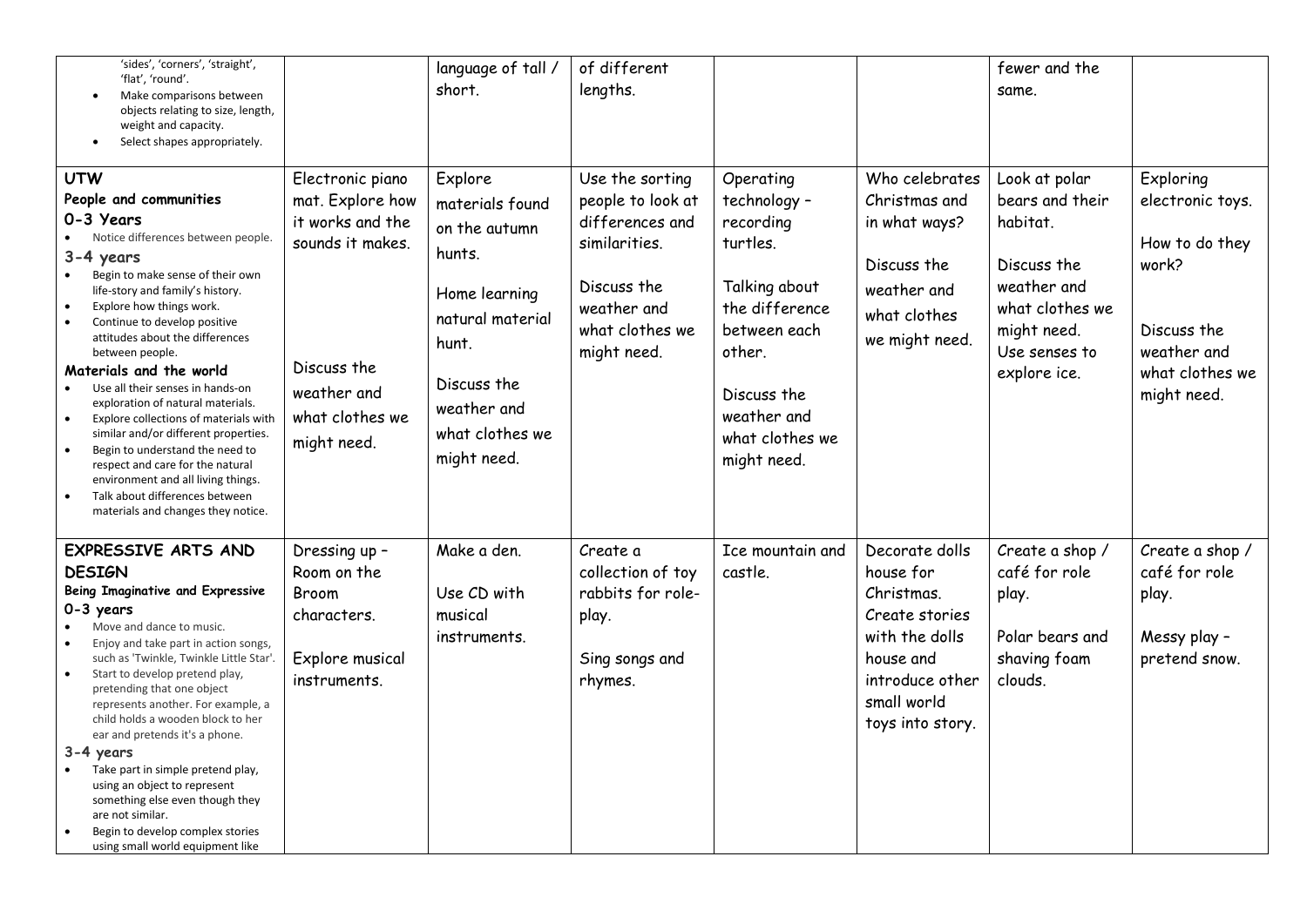| | | | | | | | |
|---|---|---|---|---|---|---|---|
| 'sides', 'corners', 'straight', 'flat', 'round'.<br>• Make comparisons between objects relating to size, length, weight and capacity.<br>• Select shapes appropriately. | | language of tall / short. | of different lengths. | | | fewer and the same. | |
| **UTW**<br>**People and communities**<br>**0-3 Years**<br>• Notice differences between people.<br>**3-4 years**<br>• Begin to make sense of their own life-story and family's history.<br>• Explore how things work.<br>• Continue to develop positive attitudes about the differences between people.<br>**Materials and the world**<br>• Use all their senses in hands-on exploration of natural materials.<br>• Explore collections of materials with similar and/or different properties.<br>• Begin to understand the need to respect and care for the natural environment and all living things.<br>• Talk about differences between materials and changes they notice. | Electronic piano mat. Explore how it works and the sounds it makes.<br><br>Discuss the weather and what clothes we might need. | Explore materials found on the autumn hunts.<br><br>Home learning natural material hunt.<br><br>Discuss the weather and what clothes we might need. | Use the sorting people to look at differences and similarities.<br><br>Discuss the weather and what clothes we might need. | Operating technology – recording turtles.<br><br>Talking about the difference between each other.<br><br>Discuss the weather and what clothes we might need. | Who celebrates Christmas and in what ways?<br><br>Discuss the weather and what clothes we might need. | Look at polar bears and their habitat.<br><br>Discuss the weather and what clothes we might need.<br>Use senses to explore ice. | Exploring electronic toys.<br><br>How to do they work?<br><br>Discuss the weather and what clothes we might need. |
| **EXPRESSIVE ARTS AND DESIGN**<br>**Being Imaginative and Expressive**<br>**0-3 years**<br>• Move and dance to music.<br>• Enjoy and take part in action songs, such as 'Twinkle, Twinkle Little Star'.<br>• Start to develop pretend play, pretending that one object represents another. For example, a child holds a wooden block to her ear and pretends it's a phone.<br>**3-4 years**<br>• Take part in simple pretend play, using an object to represent something else even though they are not similar.<br>• Begin to develop complex stories using small world equipment like | Dressing up – Room on the Broom characters.<br><br>Explore musical instruments. | Make a den.<br><br>Use CD with musical instruments. | Create a collection of toy rabbits for role-play.<br><br>Sing songs and rhymes. | Ice mountain and castle. | Decorate dolls house for Christmas.<br>Create stories with the dolls house and introduce other small world toys into story. | Create a shop / café for role play.<br><br>Polar bears and shaving foam clouds. | Create a shop / café for role play.<br><br>Messy play – pretend snow. |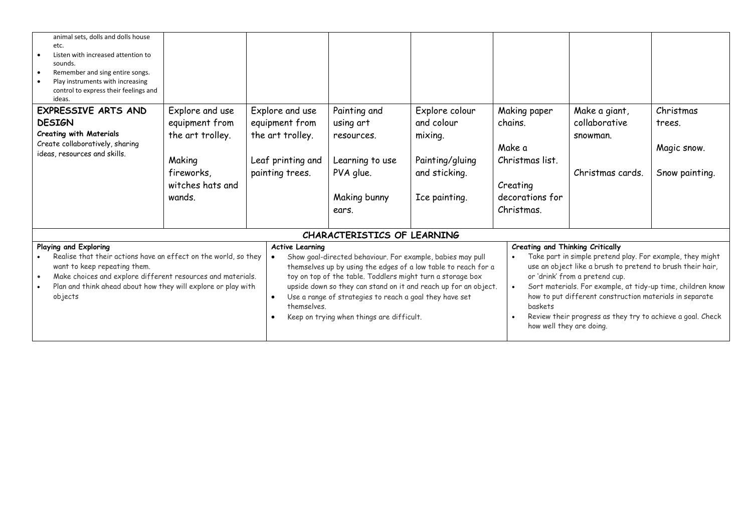| | | | | | | | |
|---|---|---|---|---|---|---|---|
| animal sets, dolls and dolls house etc.<br>• Listen with increased attention to sounds.<br>• Remember and sing entire songs.<br>• Play instruments with increasing control to express their feelings and ideas. | | | | | | | |
| **EXPRESSIVE ARTS AND DESIGN**<br>**Creating with Materials**<br>Create collaboratively, sharing ideas, resources and skills. | Explore and use equipment from the art trolley.<br><br>Making fireworks, witches hats and wands. | Explore and use equipment from the art trolley.<br><br>Leaf printing and painting trees. | Painting and using art resources.<br><br>Learning to use PVA glue.<br><br>Making bunny ears. | Explore colour and colour mixing.<br><br>Painting/gluing and sticking.<br><br>Ice painting. | Making paper chains.<br><br>Make a Christmas list.<br><br>Creating decorations for Christmas. | Make a giant, collaborative snowman.<br><br>Christmas cards. | Christmas trees.<br><br>Magic snow.<br><br>Snow painting. |

## CHARACTERISTICS OF LEARNING

| | | |
|---|---|---|
| **Playing and Exploring**<br>• Realise that their actions have an effect on the world, so they want to keep repeating them.<br>• Make choices and explore different resources and materials.<br>• Plan and think ahead about how they will explore or play with objects | **Active Learning**<br>• Show goal-directed behaviour. For example, babies may pull themselves up by using the edges of a low table to reach for a toy on top of the table. Toddlers might turn a storage box upside down so they can stand on it and reach up for an object.<br>• Use a range of strategies to reach a goal they have set themselves.<br>• Keep on trying when things are difficult. | **Creating and Thinking Critically**<br>• Take part in simple pretend play. For example, they might use an object like a brush to pretend to brush their hair, or 'drink' from a pretend cup.<br>• Sort materials. For example, at tidy-up time, children know how to put different construction materials in separate baskets<br>• Review their progress as they try to achieve a goal. Check how well they are doing. |